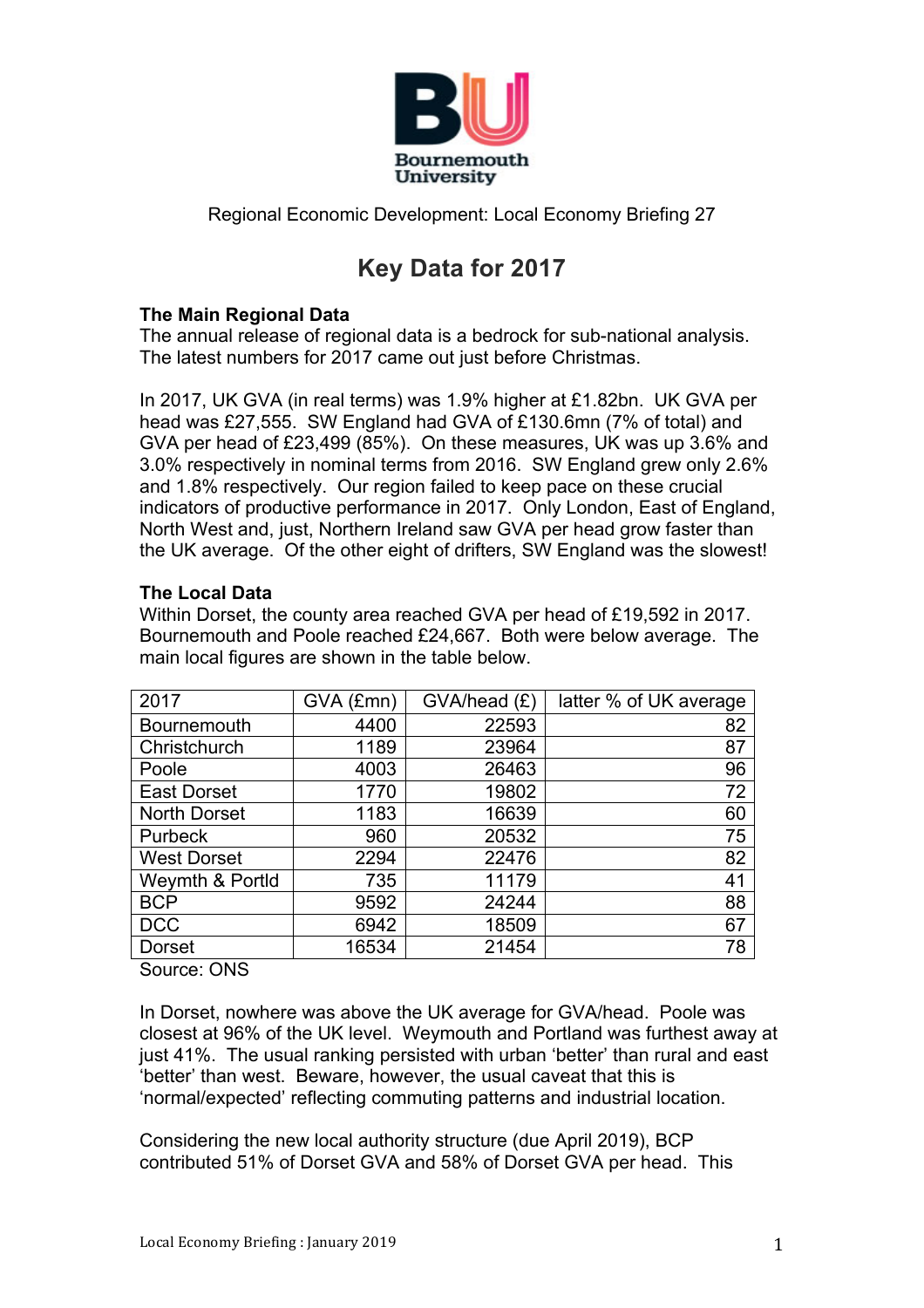Regional Economic Development: Local Economy Briefing 27

# Key Data for 2017

**The Main Regional Data**
The annual release of regional data is a bedrock for sub-national analysis. The latest numbers for 2017 came out just before Christmas.

In 2017, UK GVA (in real terms) was 1.9% higher at £1.82bn. UK GVA per head was £27,555. SW England had GVA of £130.6mn (7% of total) and GVA per head of £23,499 (85%). On these measures, UK was up 3.6% and 3.0% respectively in nominal terms from 2016. SW England grew only 2.6% and 1.8% respectively. Our region failed to keep pace on these crucial indicators of productive performance in 2017. Only London, East of England, North West and, just, Northern Ireland saw GVA per head grow faster than the UK average. Of the other eight of drifters, SW England was the slowest!

**The Local Data**
Within Dorset, the county area reached GVA per head of £19,592 in 2017. Bournemouth and Poole reached £24,667. Both were below average. The main local figures are shown in the table below.

| 2017 | GVA (£mn) | GVA/head (£) | latter % of UK average |
|---|---|---|---|
| Bournemouth | 4400 | 22593 | 82 |
| Christchurch | 1189 | 23964 | 87 |
| Poole | 4003 | 26463 | 96 |
| East Dorset | 1770 | 19802 | 72 |
| North Dorset | 1183 | 16639 | 60 |
| Purbeck | 960 | 20532 | 75 |
| West Dorset | 2294 | 22476 | 82 |
| Weymth & Portld | 735 | 11179 | 41 |
| BCP | 9592 | 24244 | 88 |
| DCC | 6942 | 18509 | 67 |
| Dorset | 16534 | 21454 | 78 |

Source: ONS

In Dorset, nowhere was above the UK average for GVA/head. Poole was closest at 96% of the UK level. Weymouth and Portland was furthest away at just 41%. The usual ranking persisted with urban 'better' than rural and east 'better' than west. Beware, however, the usual caveat that this is 'normal/expected' reflecting commuting patterns and industrial location.

Considering the new local authority structure (due April 2019), BCP contributed 51% of Dorset GVA and 58% of Dorset GVA per head. This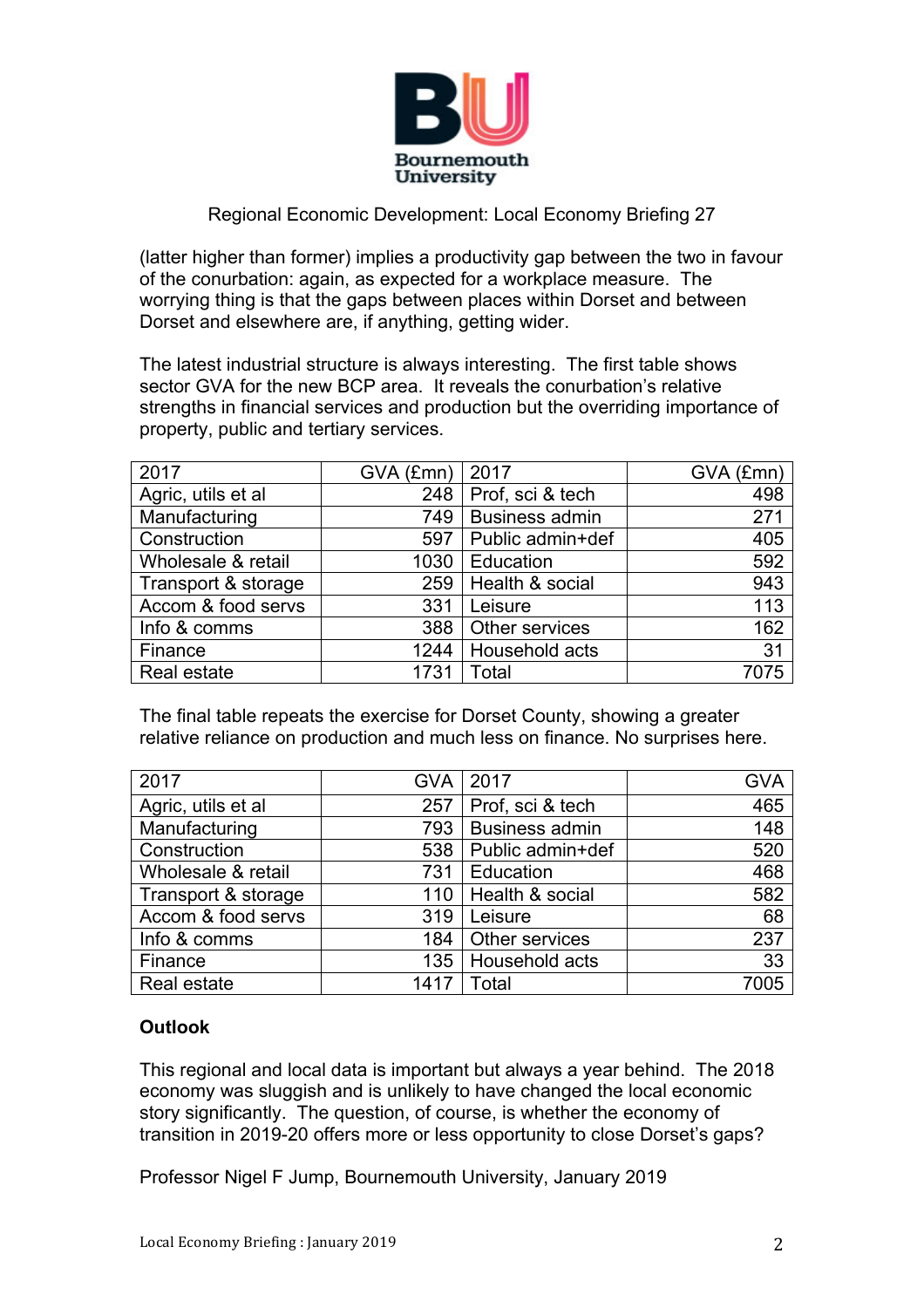Regional Economic Development: Local Economy Briefing 27

(latter higher than former) implies a productivity gap between the two in favour of the conurbation: again, as expected for a workplace measure. The worrying thing is that the gaps between places within Dorset and between Dorset and elsewhere are, if anything, getting wider.

The latest industrial structure is always interesting. The first table shows sector GVA for the new BCP area. It reveals the conurbation's relative strengths in financial services and production but the overriding importance of property, public and tertiary services.

| 2017 | GVA (£mn) | 2017 | GVA (£mn) |
|---|---|---|---|
| Agric, utils et al | 248 | Prof, sci & tech | 498 |
| Manufacturing | 749 | Business admin | 271 |
| Construction | 597 | Public admin+def | 405 |
| Wholesale & retail | 1030 | Education | 592 |
| Transport & storage | 259 | Health & social | 943 |
| Accom & food servs | 331 | Leisure | 113 |
| Info & comms | 388 | Other services | 162 |
| Finance | 1244 | Household acts | 31 |
| Real estate | 1731 | Total | 7075 |

The final table repeats the exercise for Dorset County, showing a greater relative reliance on production and much less on finance. No surprises here.

| 2017 | GVA | 2017 | GVA |
|---|---|---|---|
| Agric, utils et al | 257 | Prof, sci & tech | 465 |
| Manufacturing | 793 | Business admin | 148 |
| Construction | 538 | Public admin+def | 520 |
| Wholesale & retail | 731 | Education | 468 |
| Transport & storage | 110 | Health & social | 582 |
| Accom & food servs | 319 | Leisure | 68 |
| Info & comms | 184 | Other services | 237 |
| Finance | 135 | Household acts | 33 |
| Real estate | 1417 | Total | 7005 |

**Outlook**

This regional and local data is important but always a year behind. The 2018 economy was sluggish and is unlikely to have changed the local economic story significantly. The question, of course, is whether the economy of transition in 2019-20 offers more or less opportunity to close Dorset's gaps?

Professor Nigel F Jump, Bournemouth University, January 2019